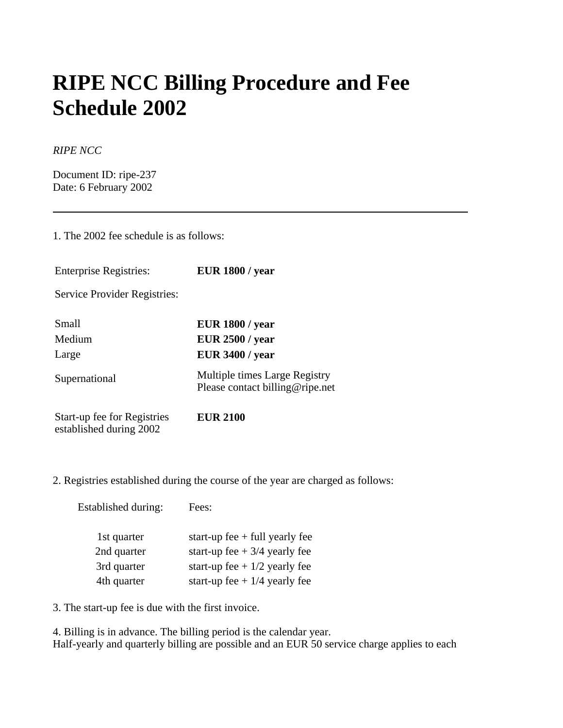# RIPE NCC Billing Procedure and Fee Schedule 2002

*RIPE NCC*

Document ID: ripe-237
Date: 6 February 2002

---

1. The 2002 fee schedule is as follows:

| | |
|---|---|
| Enterprise Registries: | **EUR 1800 / year** |
| Service Provider Registries: | |
| Small | **EUR 1800 / year** |
| Medium | **EUR 2500 / year** |
| Large | **EUR 3400 / year** |
| Supernational | Multiple times Large Registry<br>Please contact billing@ripe.net |
| Start-up fee for Registries established during 2002 | **EUR 2100** |

2. Registries established during the course of the year are charged as follows:

| Established during: | Fees: |
|---|---|
| 1st quarter | start-up fee + full yearly fee |
| 2nd quarter | start-up fee + 3/4 yearly fee |
| 3rd quarter | start-up fee + 1/2 yearly fee |
| 4th quarter | start-up fee + 1/4 yearly fee |

3. The start-up fee is due with the first invoice.

4. Billing is in advance. The billing period is the calendar year.
Half-yearly and quarterly billing are possible and an EUR 50 service charge applies to each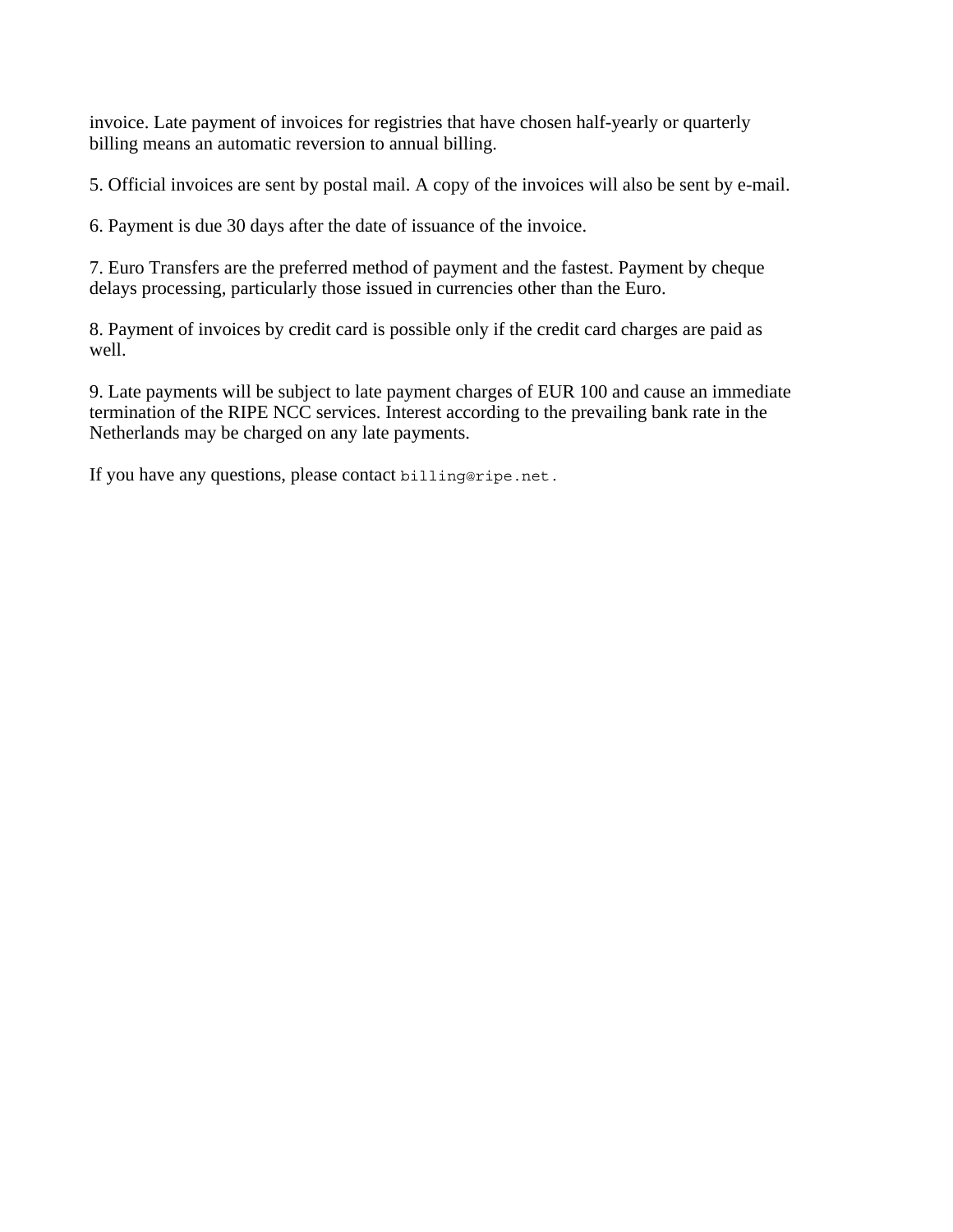invoice. Late payment of invoices for registries that have chosen half-yearly or quarterly billing means an automatic reversion to annual billing.

5. Official invoices are sent by postal mail. A copy of the invoices will also be sent by e-mail.

6. Payment is due 30 days after the date of issuance of the invoice.

7. Euro Transfers are the preferred method of payment and the fastest. Payment by cheque delays processing, particularly those issued in currencies other than the Euro.

8. Payment of invoices by credit card is possible only if the credit card charges are paid as well.

9. Late payments will be subject to late payment charges of EUR 100 and cause an immediate termination of the RIPE NCC services. Interest according to the prevailing bank rate in the Netherlands may be charged on any late payments.

If you have any questions, please contact `billing@ripe.net` .